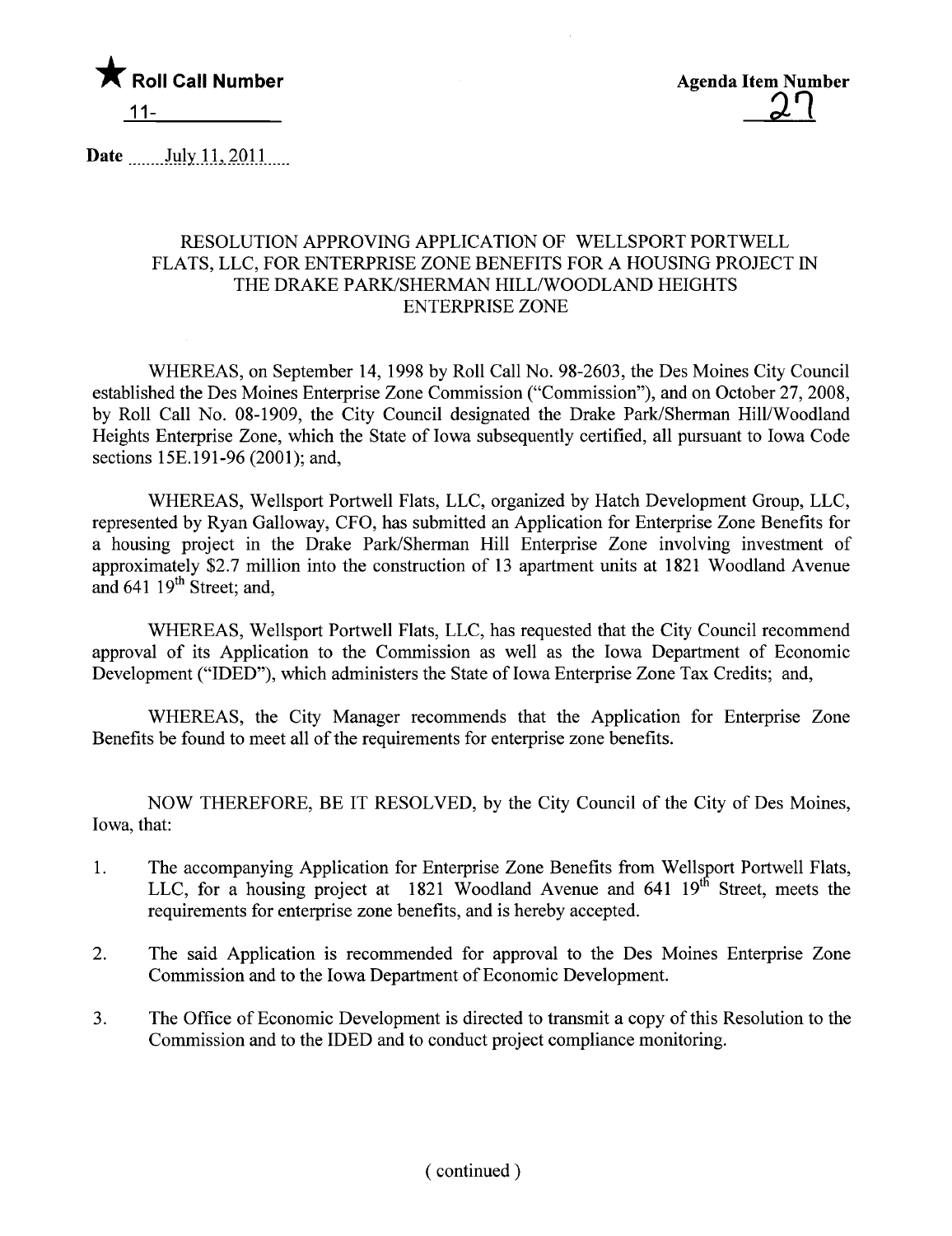★ **Roll Call Number**

11-\_\_\_\_\_\_\_\_\_\_

**Agenda Item Number**

27

**Date** July 11, 2011

RESOLUTION APPROVING APPLICATION OF WELLSPORT PORTWELL FLATS, LLC, FOR ENTERPRISE ZONE BENEFITS FOR A HOUSING PROJECT IN THE DRAKE PARK/SHERMAN HILL/WOODLAND HEIGHTS ENTERPRISE ZONE

WHEREAS, on September 14, 1998 by Roll Call No. 98-2603, the Des Moines City Council established the Des Moines Enterprise Zone Commission ("Commission"), and on October 27, 2008, by Roll Call No. 08-1909, the City Council designated the Drake Park/Sherman Hill/Woodland Heights Enterprise Zone, which the State of Iowa subsequently certified, all pursuant to Iowa Code sections 15E.191-96 (2001); and,

WHEREAS, Wellsport Portwell Flats, LLC, organized by Hatch Development Group, LLC, represented by Ryan Galloway, CFO, has submitted an Application for Enterprise Zone Benefits for a housing project in the Drake Park/Sherman Hill Enterprise Zone involving investment of approximately $2.7 million into the construction of 13 apartment units at 1821 Woodland Avenue and 641 19th Street; and,

WHEREAS, Wellsport Portwell Flats, LLC, has requested that the City Council recommend approval of its Application to the Commission as well as the Iowa Department of Economic Development ("IDED"), which administers the State of Iowa Enterprise Zone Tax Credits; and,

WHEREAS, the City Manager recommends that the Application for Enterprise Zone Benefits be found to meet all of the requirements for enterprise zone benefits.

NOW THEREFORE, BE IT RESOLVED, by the City Council of the City of Des Moines, Iowa, that:

1. The accompanying Application for Enterprise Zone Benefits from Wellsport Portwell Flats, LLC, for a housing project at 1821 Woodland Avenue and 641 19th Street, meets the requirements for enterprise zone benefits, and is hereby accepted.
2. The said Application is recommended for approval to the Des Moines Enterprise Zone Commission and to the Iowa Department of Economic Development.
3. The Office of Economic Development is directed to transmit a copy of this Resolution to the Commission and to the IDED and to conduct project compliance monitoring.

( continued )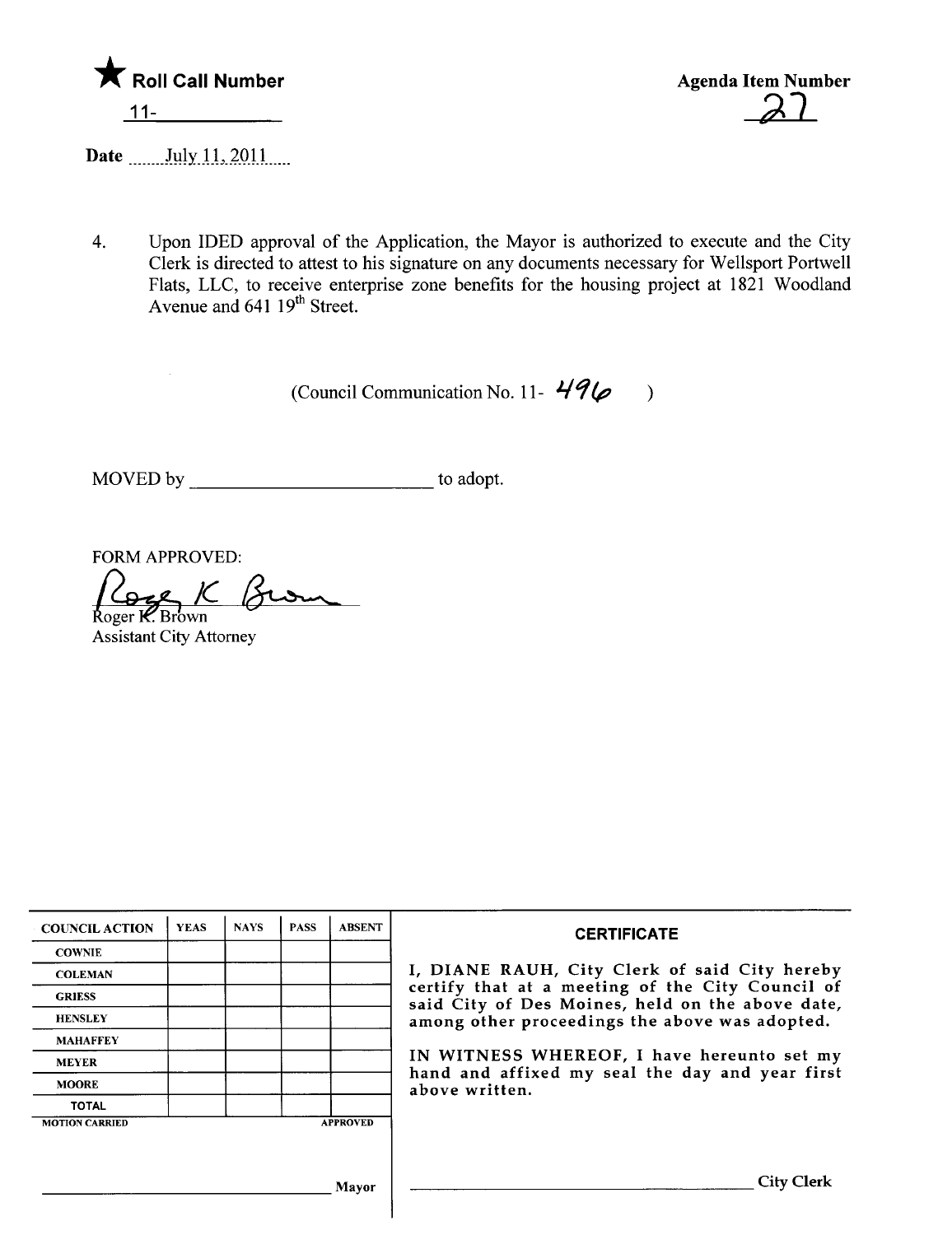★ **Roll Call Number**

11-____________

**Agenda Item Number**

27

**Date** July 11, 2011

4. Upon IDED approval of the Application, the Mayor is authorized to execute and the City Clerk is directed to attest to his signature on any documents necessary for Wellsport Portwell Flats, LLC, to receive enterprise zone benefits for the housing project at 1821 Woodland Avenue and 641 19th Street.

(Council Communication No. 11- 496 )

MOVED by ________________________ to adopt.

FORM APPROVED:

Roger K. Brown
Assistant City Attorney

| COUNCIL ACTION | YEAS | NAYS | PASS | ABSENT |
| --- | --- | --- | --- | --- |
| COWNIE | | | | |
| COLEMAN | | | | |
| GRIESS | | | | |
| HENSLEY | | | | |
| MAHAFFEY | | | | |
| MEYER | | | | |
| MOORE | | | | |
| TOTAL | | | | |
| MOTION CARRIED | | | | APPROVED |

________________________________ Mayor

**CERTIFICATE**

I, DIANE RAUH, City Clerk of said City hereby certify that at a meeting of the City Council of said City of Des Moines, held on the above date, among other proceedings the above was adopted.

IN WITNESS WHEREOF, I have hereunto set my hand and affixed my seal the day and year first above written.

________________________________ City Clerk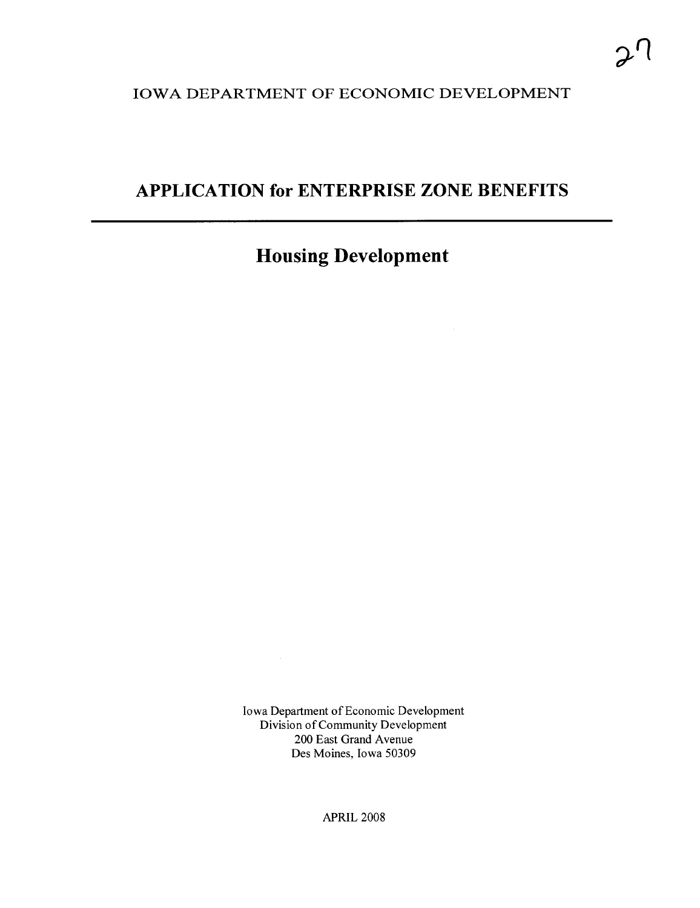27

IOWA DEPARTMENT OF ECONOMIC DEVELOPMENT

# APPLICATION for ENTERPRISE ZONE BENEFITS

---

## Housing Development

Iowa Department of Economic Development
Division of Community Development
200 East Grand Avenue
Des Moines, Iowa 50309

APRIL 2008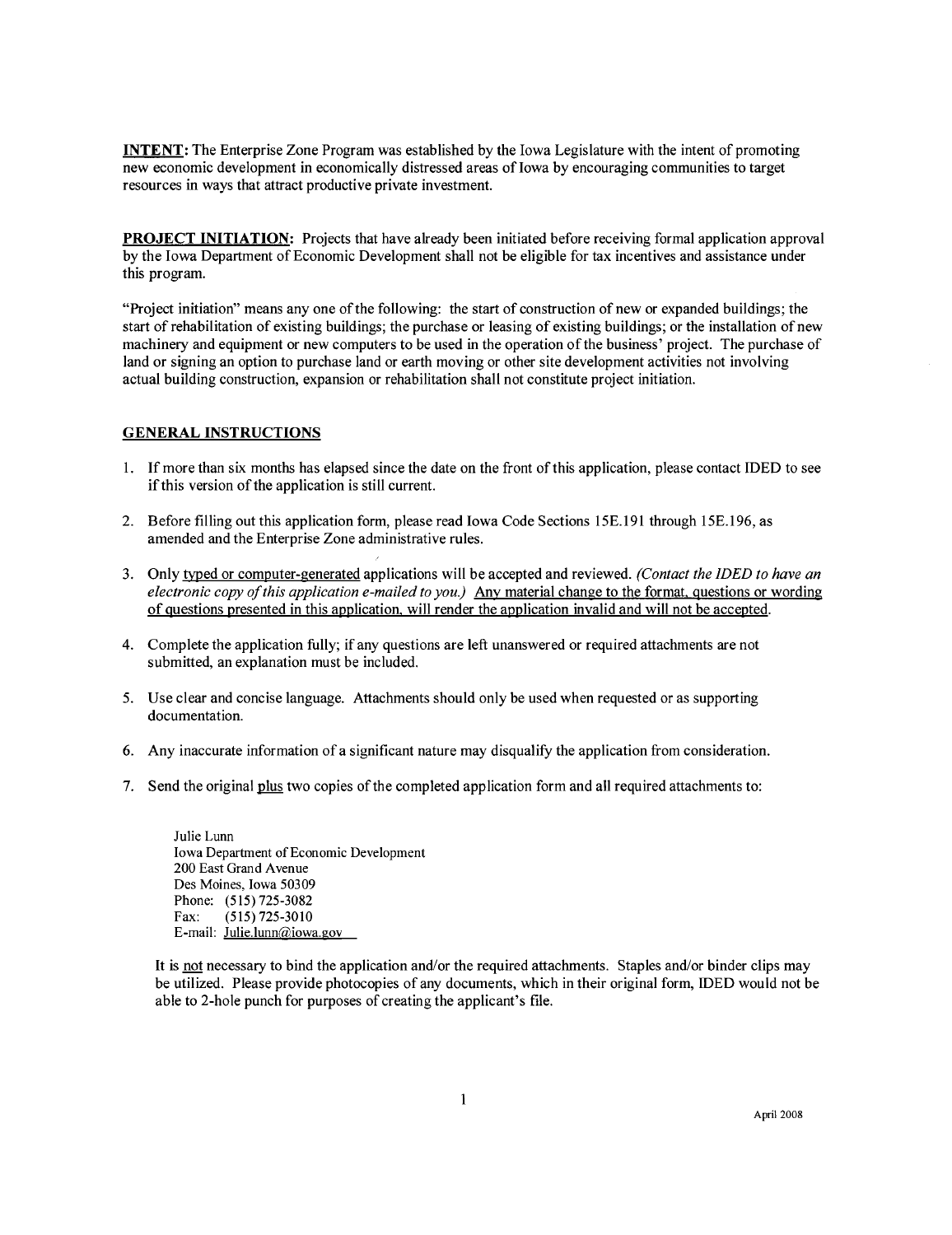**INTENT:** The Enterprise Zone Program was established by the Iowa Legislature with the intent of promoting new economic development in economically distressed areas of Iowa by encouraging communities to target resources in ways that attract productive private investment.

**PROJECT INITIATION:** Projects that have already been initiated before receiving formal application approval by the Iowa Department of Economic Development shall not be eligible for tax incentives and assistance under this program.

"Project initiation" means any one of the following: the start of construction of new or expanded buildings; the start of rehabilitation of existing buildings; the purchase or leasing of existing buildings; or the installation of new machinery and equipment or new computers to be used in the operation of the business' project. The purchase of land or signing an option to purchase land or earth moving or other site development activities not involving actual building construction, expansion or rehabilitation shall not constitute project initiation.

## GENERAL INSTRUCTIONS

1. If more than six months has elapsed since the date on the front of this application, please contact IDED to see if this version of the application is still current.
2. Before filling out this application form, please read Iowa Code Sections 15E.191 through 15E.196, as amended and the Enterprise Zone administrative rules.
3. Only typed or computer-generated applications will be accepted and reviewed. *(Contact the IDED to have an electronic copy of this application e-mailed to you.)* Any material change to the format, questions or wording of questions presented in this application, will render the application invalid and will not be accepted.
4. Complete the application fully; if any questions are left unanswered or required attachments are not submitted, an explanation must be included.
5. Use clear and concise language. Attachments should only be used when requested or as supporting documentation.
6. Any inaccurate information of a significant nature may disqualify the application from consideration.
7. Send the original plus two copies of the completed application form and all required attachments to:

   Julie Lunn
   Iowa Department of Economic Development
   200 East Grand Avenue
   Des Moines, Iowa 50309
   Phone: (515) 725-3082
   Fax: (515) 725-3010
   E-mail: Julie.lunn@iowa.gov

   It is not necessary to bind the application and/or the required attachments. Staples and/or binder clips may be utilized. Please provide photocopies of any documents, which in their original form, IDED would not be able to 2-hole punch for purposes of creating the applicant's file.

April 2008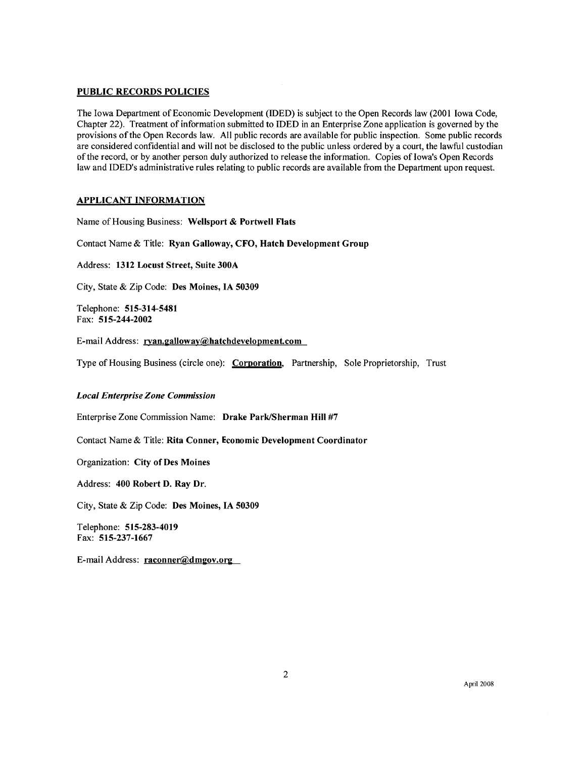## PUBLIC RECORDS POLICIES

The Iowa Department of Economic Development (IDED) is subject to the Open Records law (2001 Iowa Code, Chapter 22). Treatment of information submitted to IDED in an Enterprise Zone application is governed by the provisions of the Open Records law. All public records are available for public inspection. Some public records are considered confidential and will not be disclosed to the public unless ordered by a court, the lawful custodian of the record, or by another person duly authorized to release the information. Copies of Iowa's Open Records law and IDED's administrative rules relating to public records are available from the Department upon request.

## APPLICANT INFORMATION

Name of Housing Business: **Wellsport & Portwell Flats**

Contact Name & Title: **Ryan Galloway, CFO, Hatch Development Group**

Address: **1312 Locust Street, Suite 300A**

City, State & Zip Code: **Des Moines, IA 50309**

Telephone: **515-314-5481**
Fax: **515-244-2002**

E-mail Address: **ryan.galloway@hatchdevelopment.com**

Type of Housing Business (circle one): **Corporation**, Partnership, Sole Proprietorship, Trust

### *Local Enterprise Zone Commission*

Enterprise Zone Commission Name: **Drake Park/Sherman Hill #7**

Contact Name & Title: **Rita Conner, Economic Development Coordinator**

Organization: **City of Des Moines**

Address: **400 Robert D. Ray Dr.**

City, State & Zip Code: **Des Moines, IA 50309**

Telephone: **515-283-4019**
Fax: **515-237-1667**

E-mail Address: **raconner@dmgov.org**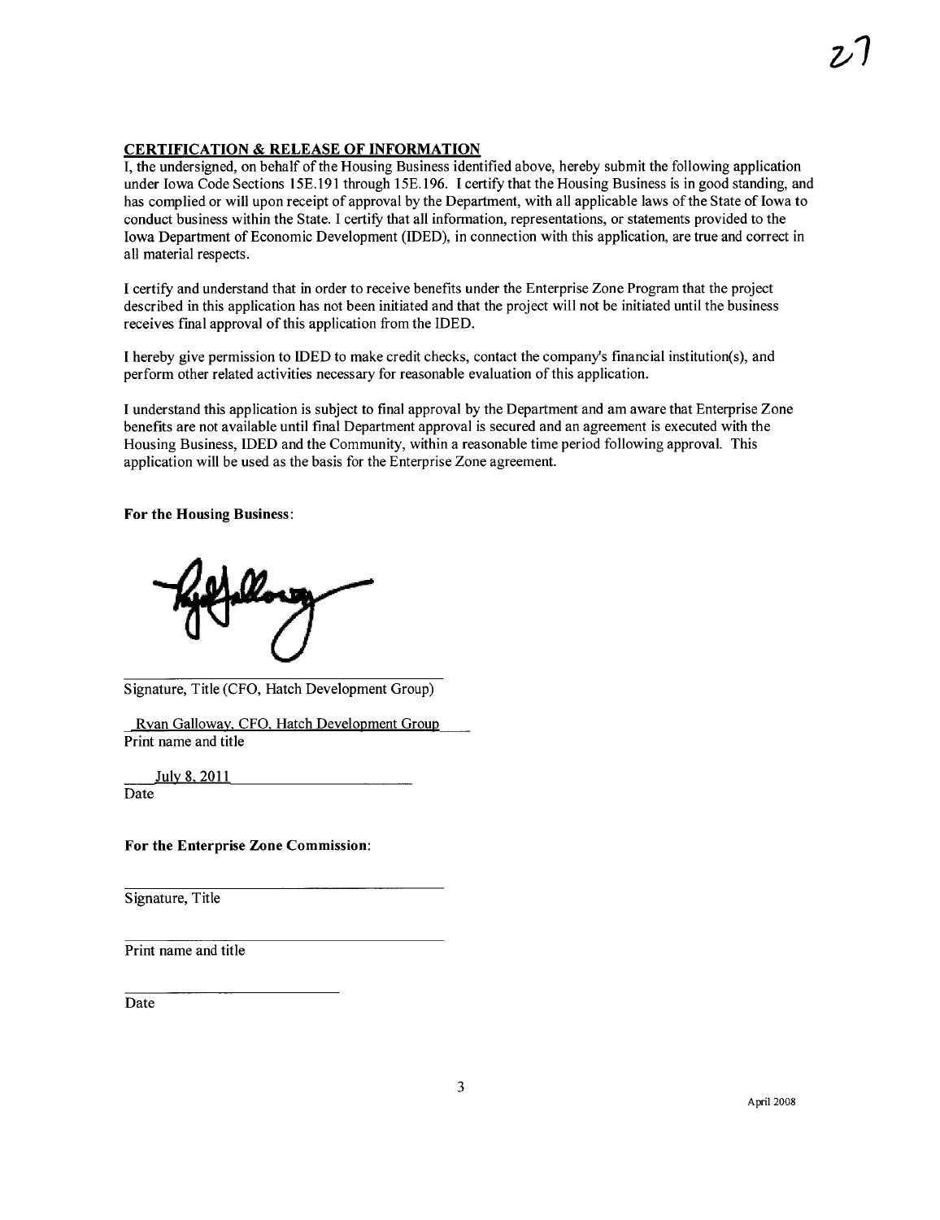27

**CERTIFICATION & RELEASE OF INFORMATION**

I, the undersigned, on behalf of the Housing Business identified above, hereby submit the following application under Iowa Code Sections 15E.191 through 15E.196. I certify that the Housing Business is in good standing, and has complied or will upon receipt of approval by the Department, with all applicable laws of the State of Iowa to conduct business within the State. I certify that all information, representations, or statements provided to the Iowa Department of Economic Development (IDED), in connection with this application, are true and correct in all material respects.

I certify and understand that in order to receive benefits under the Enterprise Zone Program that the project described in this application has not been initiated and that the project will not be initiated until the business receives final approval of this application from the IDED.

I hereby give permission to IDED to make credit checks, contact the company's financial institution(s), and perform other related activities necessary for reasonable evaluation of this application.

I understand this application is subject to final approval by the Department and am aware that Enterprise Zone benefits are not available until final Department approval is secured and an agreement is executed with the Housing Business, IDED and the Community, within a reasonable time period following approval. This application will be used as the basis for the Enterprise Zone agreement.

**For the Housing Business:**

[Signature]

Signature, Title (CFO, Hatch Development Group)

Ryan Galloway, CFO, Hatch Development Group

Print name and title

July 8, 2011

Date

**For the Enterprise Zone Commission:**

Signature, Title

Print name and title

Date

April 2008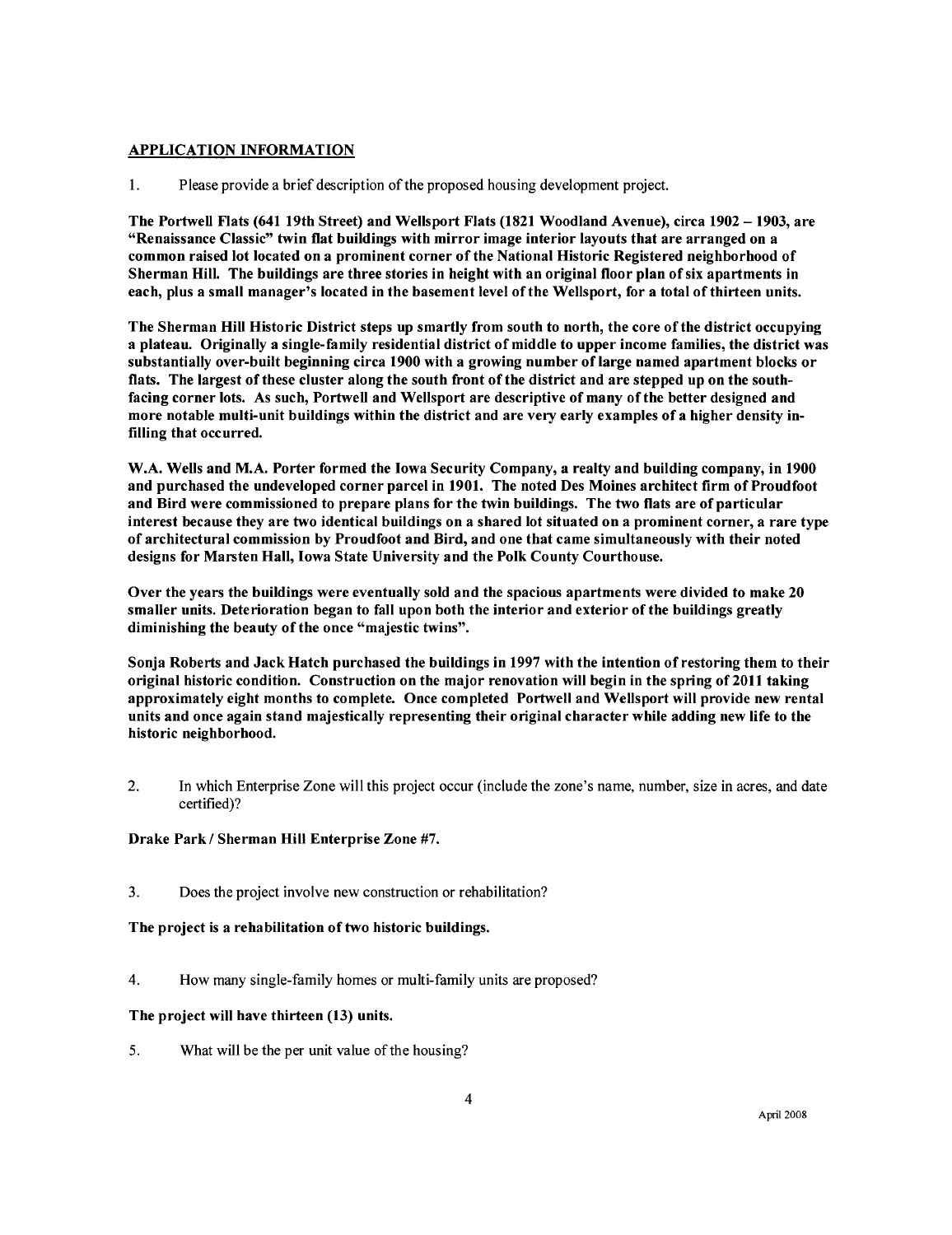## APPLICATION INFORMATION

1. Please provide a brief description of the proposed housing development project.

**The Portwell Flats (641 19th Street) and Wellsport Flats (1821 Woodland Avenue), circa 1902 – 1903, are "Renaissance Classic" twin flat buildings with mirror image interior layouts that are arranged on a common raised lot located on a prominent corner of the National Historic Registered neighborhood of Sherman Hill. The buildings are three stories in height with an original floor plan of six apartments in each, plus a small manager's located in the basement level of the Wellsport, for a total of thirteen units.**

**The Sherman Hill Historic District steps up smartly from south to north, the core of the district occupying a plateau. Originally a single-family residential district of middle to upper income families, the district was substantially over-built beginning circa 1900 with a growing number of large named apartment blocks or flats. The largest of these cluster along the south front of the district and are stepped up on the south-facing corner lots. As such, Portwell and Wellsport are descriptive of many of the better designed and more notable multi-unit buildings within the district and are very early examples of a higher density in-filling that occurred.**

**W.A. Wells and M.A. Porter formed the Iowa Security Company, a realty and building company, in 1900 and purchased the undeveloped corner parcel in 1901. The noted Des Moines architect firm of Proudfoot and Bird were commissioned to prepare plans for the twin buildings. The two flats are of particular interest because they are two identical buildings on a shared lot situated on a prominent corner, a rare type of architectural commission by Proudfoot and Bird, and one that came simultaneously with their noted designs for Marsten Hall, Iowa State University and the Polk County Courthouse.**

**Over the years the buildings were eventually sold and the spacious apartments were divided to make 20 smaller units. Deterioration began to fall upon both the interior and exterior of the buildings greatly diminishing the beauty of the once "majestic twins".**

**Sonja Roberts and Jack Hatch purchased the buildings in 1997 with the intention of restoring them to their original historic condition. Construction on the major renovation will begin in the spring of 2011 taking approximately eight months to complete. Once completed Portwell and Wellsport will provide new rental units and once again stand majestically representing their original character while adding new life to the historic neighborhood.**

2. In which Enterprise Zone will this project occur (include the zone's name, number, size in acres, and date certified)?

**Drake Park / Sherman Hill Enterprise Zone #7.**

3. Does the project involve new construction or rehabilitation?

**The project is a rehabilitation of two historic buildings.**

4. How many single-family homes or multi-family units are proposed?

**The project will have thirteen (13) units.**

5. What will be the per unit value of the housing?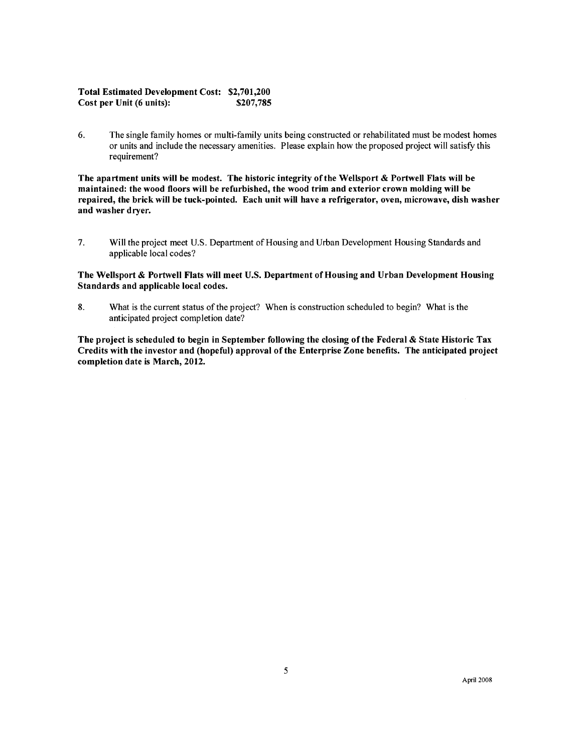**Total Estimated Development Cost: $2,701,200**
**Cost per Unit (6 units): $207,785**

6. The single family homes or multi-family units being constructed or rehabilitated must be modest homes or units and include the necessary amenities. Please explain how the proposed project will satisfy this requirement?

**The apartment units will be modest. The historic integrity of the Wellsport & Portwell Flats will be maintained: the wood floors will be refurbished, the wood trim and exterior crown molding will be repaired, the brick will be tuck-pointed. Each unit will have a refrigerator, oven, microwave, dish washer and washer dryer.**

7. Will the project meet U.S. Department of Housing and Urban Development Housing Standards and applicable local codes?

**The Wellsport & Portwell Flats will meet U.S. Department of Housing and Urban Development Housing Standards and applicable local codes.**

8. What is the current status of the project? When is construction scheduled to begin? What is the anticipated project completion date?

**The project is scheduled to begin in September following the closing of the Federal & State Historic Tax Credits with the investor and (hopeful) approval of the Enterprise Zone benefits. The anticipated project completion date is March, 2012.**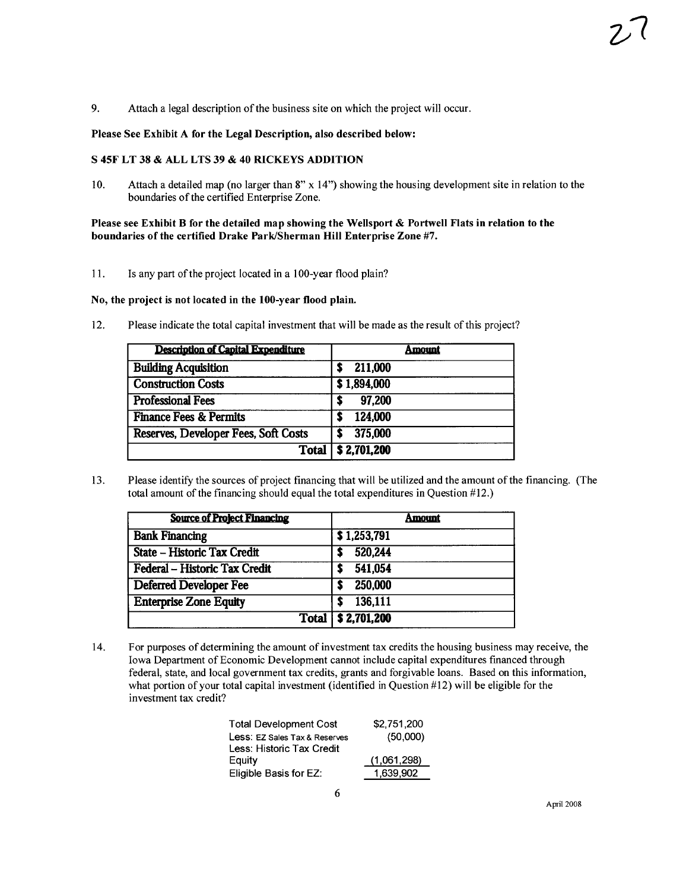9. Attach a legal description of the business site on which the project will occur.

**Please See Exhibit A for the Legal Description, also described below:**

**S 45F LT 38 & ALL LTS 39 & 40 RICKEYS ADDITION**

10. Attach a detailed map (no larger than 8" x 14") showing the housing development site in relation to the boundaries of the certified Enterprise Zone.

**Please see Exhibit B for the detailed map showing the Wellsport & Portwell Flats in relation to the boundaries of the certified Drake Park/Sherman Hill Enterprise Zone #7.**

11. Is any part of the project located in a 100-year flood plain?

**No, the project is not located in the 100-year flood plain.**

12. Please indicate the total capital investment that will be made as the result of this project?

| Description of Capital Expenditure | Amount |
|---|---|
| Building Acquisition | $ 211,000 |
| Construction Costs | $ 1,894,000 |
| Professional Fees | $ 97,200 |
| Finance Fees & Permits | $ 124,000 |
| Reserves, Developer Fees, Soft Costs | $ 375,000 |
| Total | $ 2,701,200 |

13. Please identify the sources of project financing that will be utilized and the amount of the financing. (The total amount of the financing should equal the total expenditures in Question #12.)

| Source of Project Financing | Amount |
|---|---|
| Bank Financing | $ 1,253,791 |
| State – Historic Tax Credit | $ 520,244 |
| Federal – Historic Tax Credit | $ 541,054 |
| Deferred Developer Fee | $ 250,000 |
| Enterprise Zone Equity | $ 136,111 |
| Total | $ 2,701,200 |

14. For purposes of determining the amount of investment tax credits the housing business may receive, the Iowa Department of Economic Development cannot include capital expenditures financed through federal, state, and local government tax credits, grants and forgivable loans. Based on this information, what portion of your total capital investment (identified in Question #12) will be eligible for the investment tax credit?

| | |
|---|---|
| Total Development Cost | $2,751,200 |
| Less: EZ Sales Tax & Reserves | (50,000) |
| Less: Historic Tax Credit Equity | (1,061,298) |
| Eligible Basis for EZ: | 1,639,902 |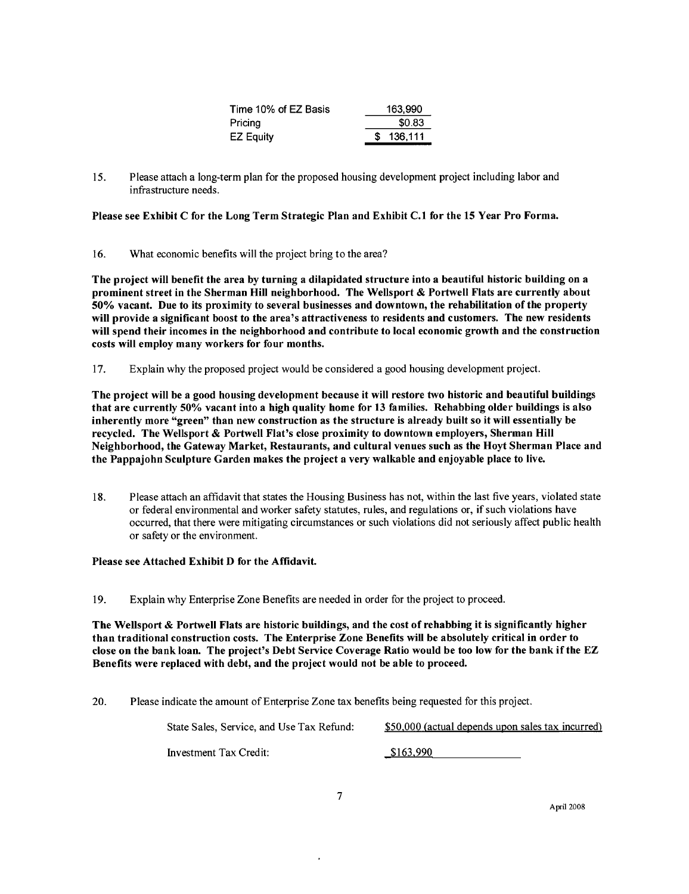| | |
|---|---|
| Time 10% of EZ Basis | 163,990 |
| Pricing | $0.83 |
| EZ Equity | $ 136,111 |

15. Please attach a long-term plan for the proposed housing development project including labor and infrastructure needs.

**Please see Exhibit C for the Long Term Strategic Plan and Exhibit C.1 for the 15 Year Pro Forma.**

16. What economic benefits will the project bring to the area?

**The project will benefit the area by turning a dilapidated structure into a beautiful historic building on a prominent street in the Sherman Hill neighborhood. The Wellsport & Portwell Flats are currently about 50% vacant. Due to its proximity to several businesses and downtown, the rehabilitation of the property will provide a significant boost to the area's attractiveness to residents and customers. The new residents will spend their incomes in the neighborhood and contribute to local economic growth and the construction costs will employ many workers for four months.**

17. Explain why the proposed project would be considered a good housing development project.

**The project will be a good housing development because it will restore two historic and beautiful buildings that are currently 50% vacant into a high quality home for 13 families. Rehabbing older buildings is also inherently more "green" than new construction as the structure is already built so it will essentially be recycled. The Wellsport & Portwell Flat's close proximity to downtown employers, Sherman Hill Neighborhood, the Gateway Market, Restaurants, and cultural venues such as the Hoyt Sherman Place and the Pappajohn Sculpture Garden makes the project a very walkable and enjoyable place to live.**

18. Please attach an affidavit that states the Housing Business has not, within the last five years, violated state or federal environmental and worker safety statutes, rules, and regulations or, if such violations have occurred, that there were mitigating circumstances or such violations did not seriously affect public health or safety or the environment.

**Please see Attached Exhibit D for the Affidavit.**

19. Explain why Enterprise Zone Benefits are needed in order for the project to proceed.

**The Wellsport & Portwell Flats are historic buildings, and the cost of rehabbing it is significantly higher than traditional construction costs. The Enterprise Zone Benefits will be absolutely critical in order to close on the bank loan. The project's Debt Service Coverage Ratio would be too low for the bank if the EZ Benefits were replaced with debt, and the project would not be able to proceed.**

20. Please indicate the amount of Enterprise Zone tax benefits being requested for this project.

State Sales, Service, and Use Tax Refund: $50,000 (actual depends upon sales tax incurred)

Investment Tax Credit: $163,990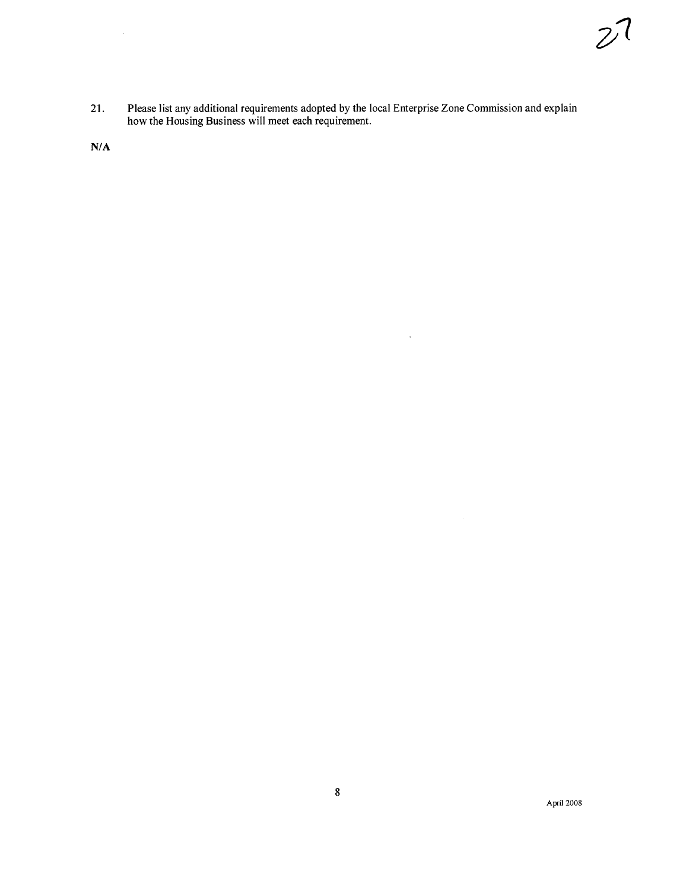21. Please list any additional requirements adopted by the local Enterprise Zone Commission and explain how the Housing Business will meet each requirement.

**N/A**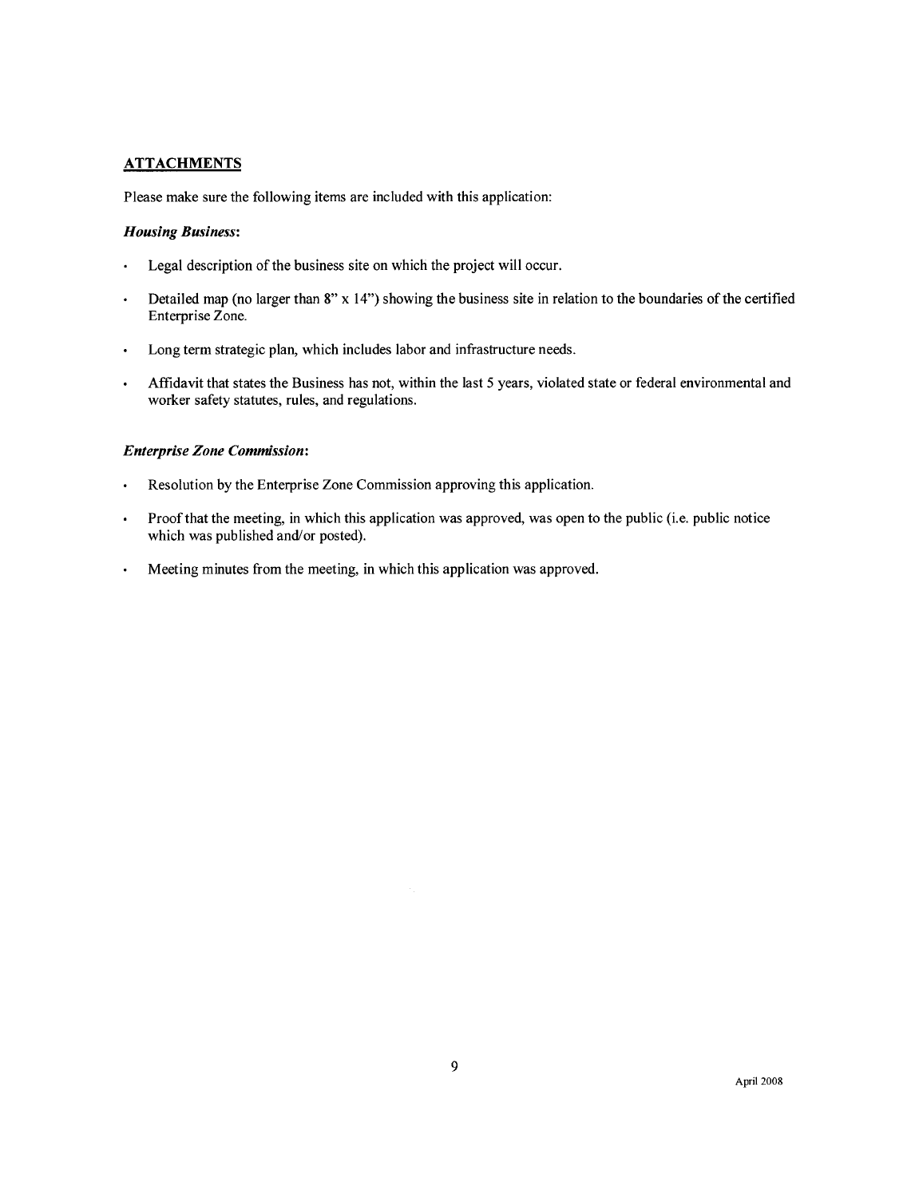## ATTACHMENTS

Please make sure the following items are included with this application:

***Housing Business:***

- Legal description of the business site on which the project will occur.
- Detailed map (no larger than 8" x 14") showing the business site in relation to the boundaries of the certified Enterprise Zone.
- Long term strategic plan, which includes labor and infrastructure needs.
- Affidavit that states the Business has not, within the last 5 years, violated state or federal environmental and worker safety statutes, rules, and regulations.

***Enterprise Zone Commission:***

- Resolution by the Enterprise Zone Commission approving this application.
- Proof that the meeting, in which this application was approved, was open to the public (i.e. public notice which was published and/or posted).
- Meeting minutes from the meeting, in which this application was approved.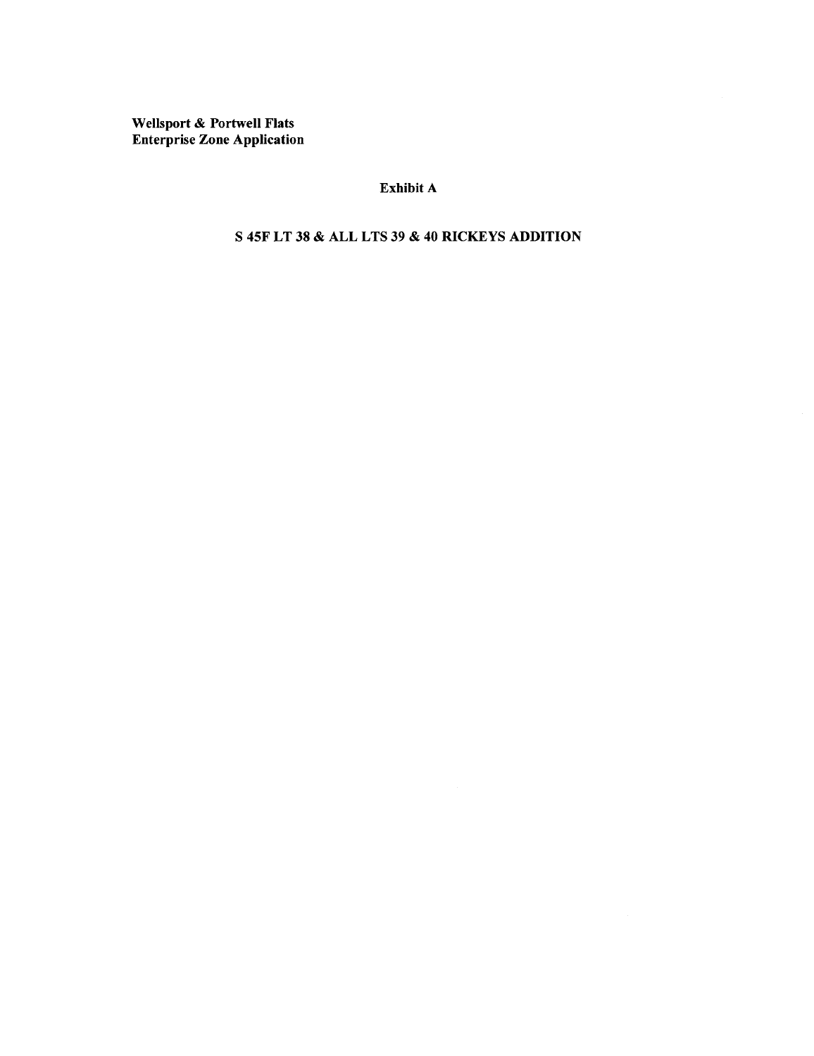**Wellsport & Portwell Flats**
**Enterprise Zone Application**

**Exhibit A**

**S 45F LT 38 & ALL LTS 39 & 40 RICKEYS ADDITION**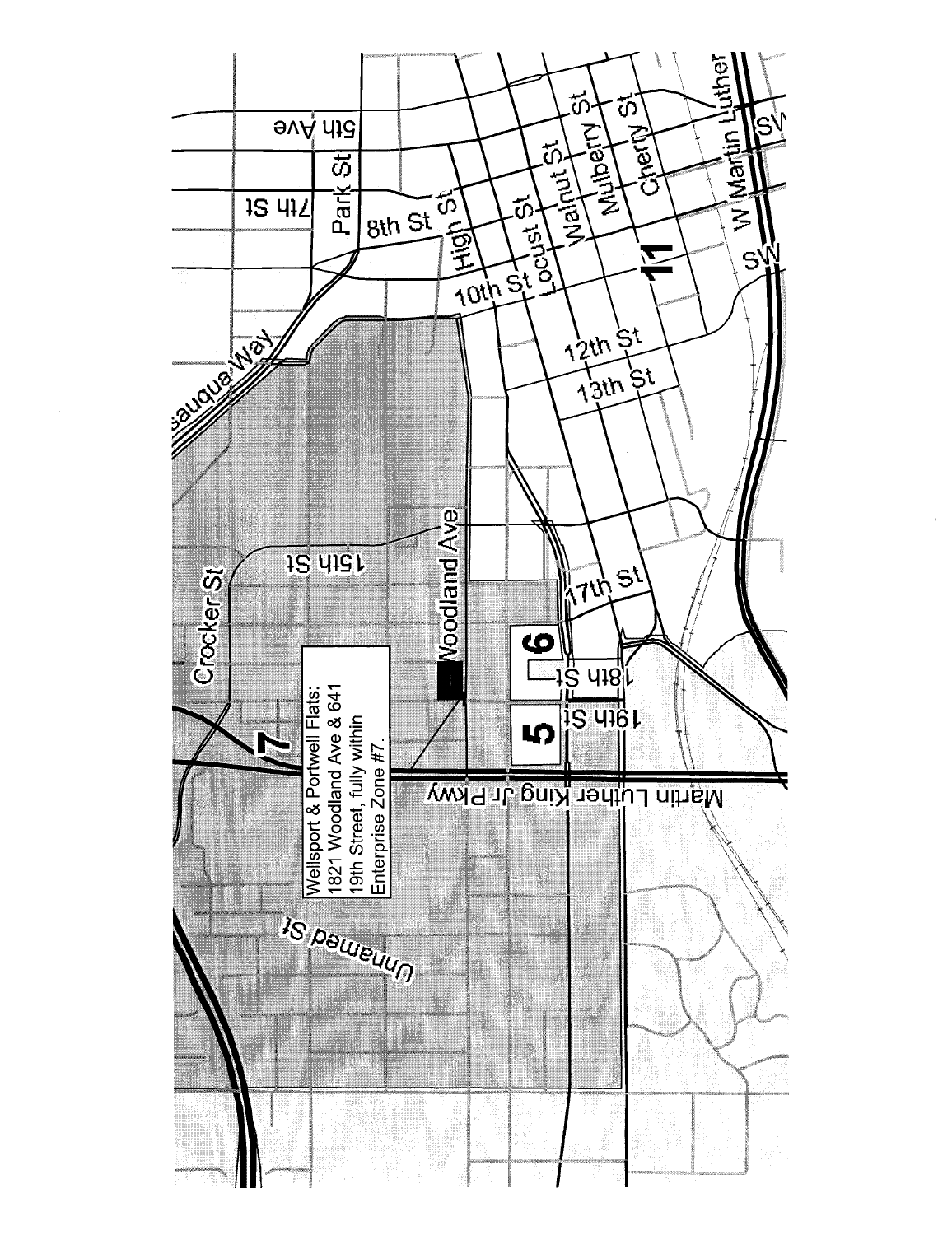Wellsport & Portwell Flats:
1821 Woodland Ave & 641
19th Street, fully within
Enterprise Zone #7.

Crocker St
15th St
Woodland Ave
Unnamed St
Martin Luther King Jr Pkwy
17th St
18th St
19th St
12th St
13th St
10th St
8th St
7th St
5th Ave
Park St
High St
Locust St
Walnut St
Mulberry St
Cherry St
W Martin Luther
SW
sauqua Way
7
6
5
11